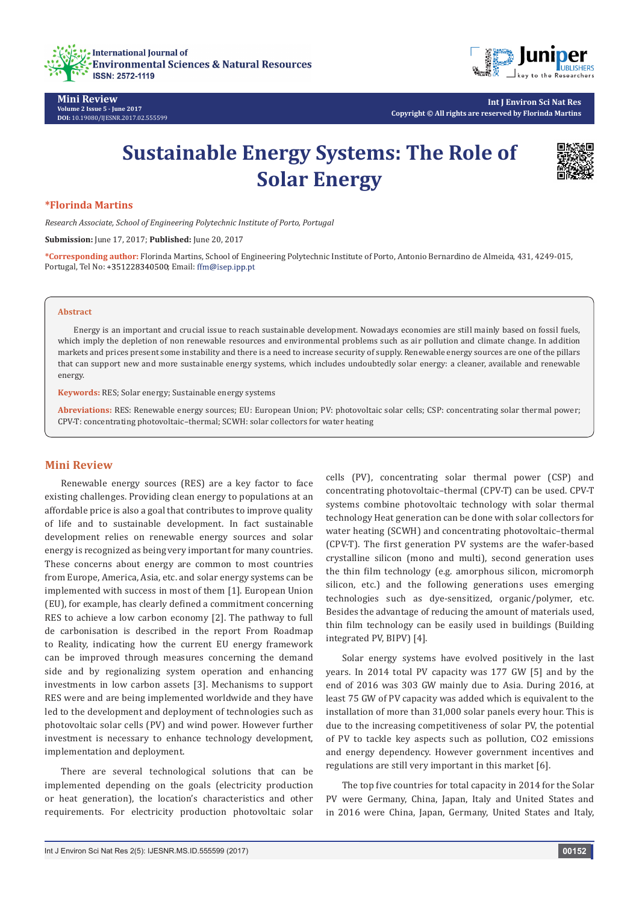Mini Review
Volume 2 Issue 5 - June 2017
DOI: 10.19080/IJESNR.2017.02.555599

Int J Environ Sci Nat Res
Copyright © All rights are reserved by Florinda Martins

# Sustainable Energy Systems: The Role of Solar Energy

**\*Florinda Martins**

*Research Associate, School of Engineering Polytechnic Institute of Porto, Portugal*

**Submission:** June 17, 2017; **Published:** June 20, 2017

**\*Corresponding author:** Florinda Martins, School of Engineering Polytechnic Institute of Porto, Antonio Bernardino de Almeida, 431, 4249-015, Portugal, Tel No: +351228340500; Email: ffm@isep.ipp.pt

**Abstract**

Energy is an important and crucial issue to reach sustainable development. Nowadays economies are still mainly based on fossil fuels, which imply the depletion of non renewable resources and environmental problems such as air pollution and climate change. In addition markets and prices present some instability and there is a need to increase security of supply. Renewable energy sources are one of the pillars that can support new and more sustainable energy systems, which includes undoubtedly solar energy: a cleaner, available and renewable energy.

**Keywords:** RES; Solar energy; Sustainable energy systems

**Abreviations:** RES: Renewable energy sources; EU: European Union; PV: photovoltaic solar cells; CSP: concentrating solar thermal power; CPV-T: concentrating photovoltaic–thermal; SCWH: solar collectors for water heating

## Mini Review

Renewable energy sources (RES) are a key factor to face existing challenges. Providing clean energy to populations at an affordable price is also a goal that contributes to improve quality of life and to sustainable development. In fact sustainable development relies on renewable energy sources and solar energy is recognized as being very important for many countries. These concerns about energy are common to most countries from Europe, America, Asia, etc. and solar energy systems can be implemented with success in most of them [1]. European Union (EU), for example, has clearly defined a commitment concerning RES to achieve a low carbon economy [2]. The pathway to full de carbonisation is described in the report From Roadmap to Reality, indicating how the current EU energy framework can be improved through measures concerning the demand side and by regionalizing system operation and enhancing investments in low carbon assets [3]. Mechanisms to support RES were and are being implemented worldwide and they have led to the development and deployment of technologies such as photovoltaic solar cells (PV) and wind power. However further investment is necessary to enhance technology development, implementation and deployment.

There are several technological solutions that can be implemented depending on the goals (electricity production or heat generation), the location's characteristics and other requirements. For electricity production photovoltaic solar cells (PV), concentrating solar thermal power (CSP) and concentrating photovoltaic–thermal (CPV-T) can be used. CPV-T systems combine photovoltaic technology with solar thermal technology Heat generation can be done with solar collectors for water heating (SCWH) and concentrating photovoltaic–thermal (CPV-T). The first generation PV systems are the wafer-based crystalline silicon (mono and multi), second generation uses the thin film technology (e.g. amorphous silicon, micromorph silicon, etc.) and the following generations uses emerging technologies such as dye-sensitized, organic/polymer, etc. Besides the advantage of reducing the amount of materials used, thin film technology can be easily used in buildings (Building integrated PV, BIPV) [4].

Solar energy systems have evolved positively in the last years. In 2014 total PV capacity was 177 GW [5] and by the end of 2016 was 303 GW mainly due to Asia. During 2016, at least 75 GW of PV capacity was added which is equivalent to the installation of more than 31,000 solar panels every hour. This is due to the increasing competitiveness of solar PV, the potential of PV to tackle key aspects such as pollution, $CO_2$ emissions and energy dependency. However government incentives and regulations are still very important in this market [6].

The top five countries for total capacity in 2014 for the Solar PV were Germany, China, Japan, Italy and United States and in 2016 were China, Japan, Germany, United States and Italy,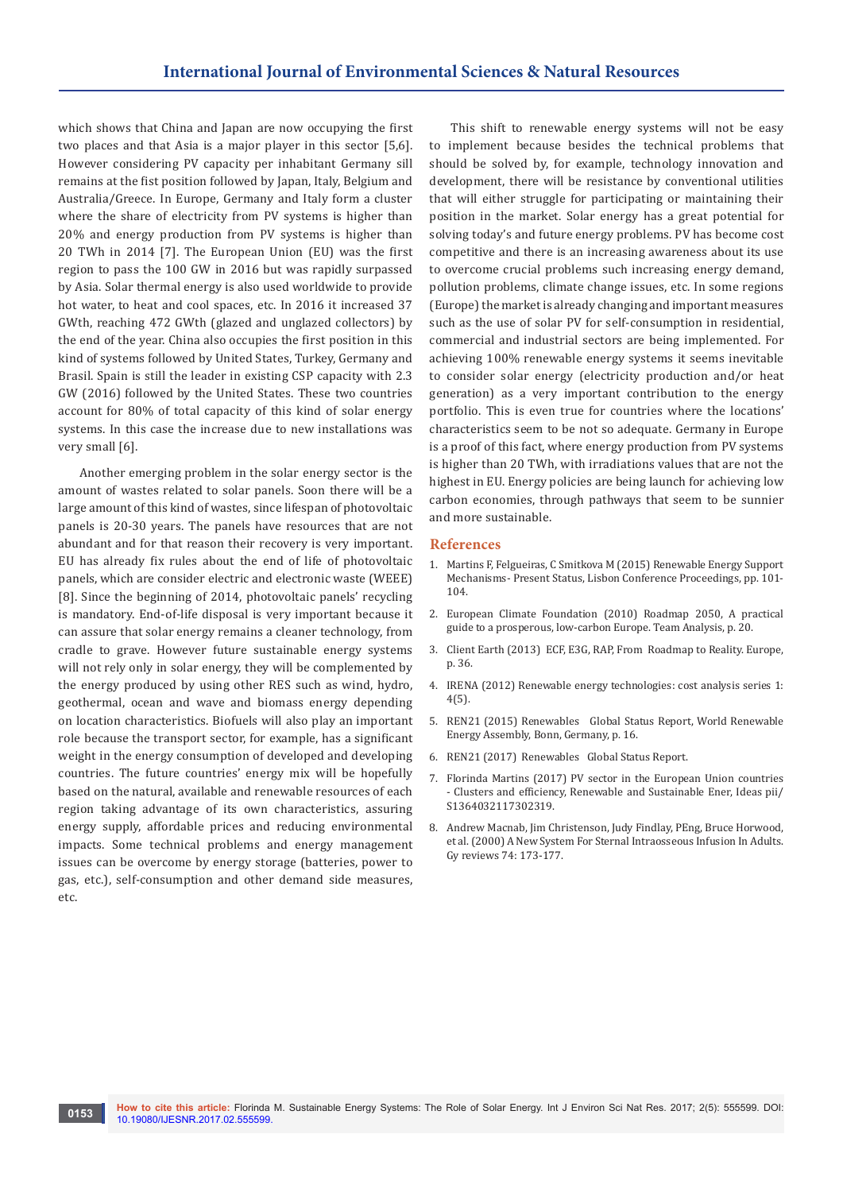which shows that China and Japan are now occupying the first two places and that Asia is a major player in this sector [5,6]. However considering PV capacity per inhabitant Germany sill remains at the fist position followed by Japan, Italy, Belgium and Australia/Greece. In Europe, Germany and Italy form a cluster where the share of electricity from PV systems is higher than 20% and energy production from PV systems is higher than 20 TWh in 2014 [7]. The European Union (EU) was the first region to pass the 100 GW in 2016 but was rapidly surpassed by Asia. Solar thermal energy is also used worldwide to provide hot water, to heat and cool spaces, etc. In 2016 it increased 37 GWth, reaching 472 GWth (glazed and unglazed collectors) by the end of the year. China also occupies the first position in this kind of systems followed by United States, Turkey, Germany and Brasil. Spain is still the leader in existing CSP capacity with 2.3 GW (2016) followed by the United States. These two countries account for 80% of total capacity of this kind of solar energy systems. In this case the increase due to new installations was very small [6].

Another emerging problem in the solar energy sector is the amount of wastes related to solar panels. Soon there will be a large amount of this kind of wastes, since lifespan of photovoltaic panels is 20-30 years. The panels have resources that are not abundant and for that reason their recovery is very important. EU has already fix rules about the end of life of photovoltaic panels, which are consider electric and electronic waste (WEEE) [8]. Since the beginning of 2014, photovoltaic panels' recycling is mandatory. End-of-life disposal is very important because it can assure that solar energy remains a cleaner technology, from cradle to grave. However future sustainable energy systems will not rely only in solar energy, they will be complemented by the energy produced by using other RES such as wind, hydro, geothermal, ocean and wave and biomass energy depending on location characteristics. Biofuels will also play an important role because the transport sector, for example, has a significant weight in the energy consumption of developed and developing countries. The future countries' energy mix will be hopefully based on the natural, available and renewable resources of each region taking advantage of its own characteristics, assuring energy supply, affordable prices and reducing environmental impacts. Some technical problems and energy management issues can be overcome by energy storage (batteries, power to gas, etc.), self-consumption and other demand side measures, etc.

This shift to renewable energy systems will not be easy to implement because besides the technical problems that should be solved by, for example, technology innovation and development, there will be resistance by conventional utilities that will either struggle for participating or maintaining their position in the market. Solar energy has a great potential for solving today's and future energy problems. PV has become cost competitive and there is an increasing awareness about its use to overcome crucial problems such increasing energy demand, pollution problems, climate change issues, etc. In some regions (Europe) the market is already changing and important measures such as the use of solar PV for self-consumption in residential, commercial and industrial sectors are being implemented. For achieving 100% renewable energy systems it seems inevitable to consider solar energy (electricity production and/or heat generation) as a very important contribution to the energy portfolio. This is even true for countries where the locations' characteristics seem to be not so adequate. Germany in Europe is a proof of this fact, where energy production from PV systems is higher than 20 TWh, with irradiations values that are not the highest in EU. Energy policies are being launch for achieving low carbon economies, through pathways that seem to be sunnier and more sustainable.

## References

1. Martins F, Felgueiras, C Smitkova M (2015) Renewable Energy Support Mechanisms- Present Status, Lisbon Conference Proceedings, pp. 101-104.
2. European Climate Foundation (2010) Roadmap 2050, A practical guide to a prosperous, low-carbon Europe. Team Analysis, p. 20.
3. Client Earth (2013) ECF, E3G, RAP, From Roadmap to Reality. Europe, p. 36.
4. IRENA (2012) Renewable energy technologies: cost analysis series 1: 4(5).
5. REN21 (2015) Renewables Global Status Report, World Renewable Energy Assembly, Bonn, Germany, p. 16.
6. REN21 (2017) Renewables Global Status Report.
7. Florinda Martins (2017) PV sector in the European Union countries - Clusters and efficiency, Renewable and Sustainable Ener, Ideas pii/ S1364032117302319.
8. Andrew Macnab, Jim Christenson, Judy Findlay, PEng, Bruce Horwood, et al. (2000) A New System For Sternal Intraosseous Infusion In Adults. Gy reviews 74: 173-177.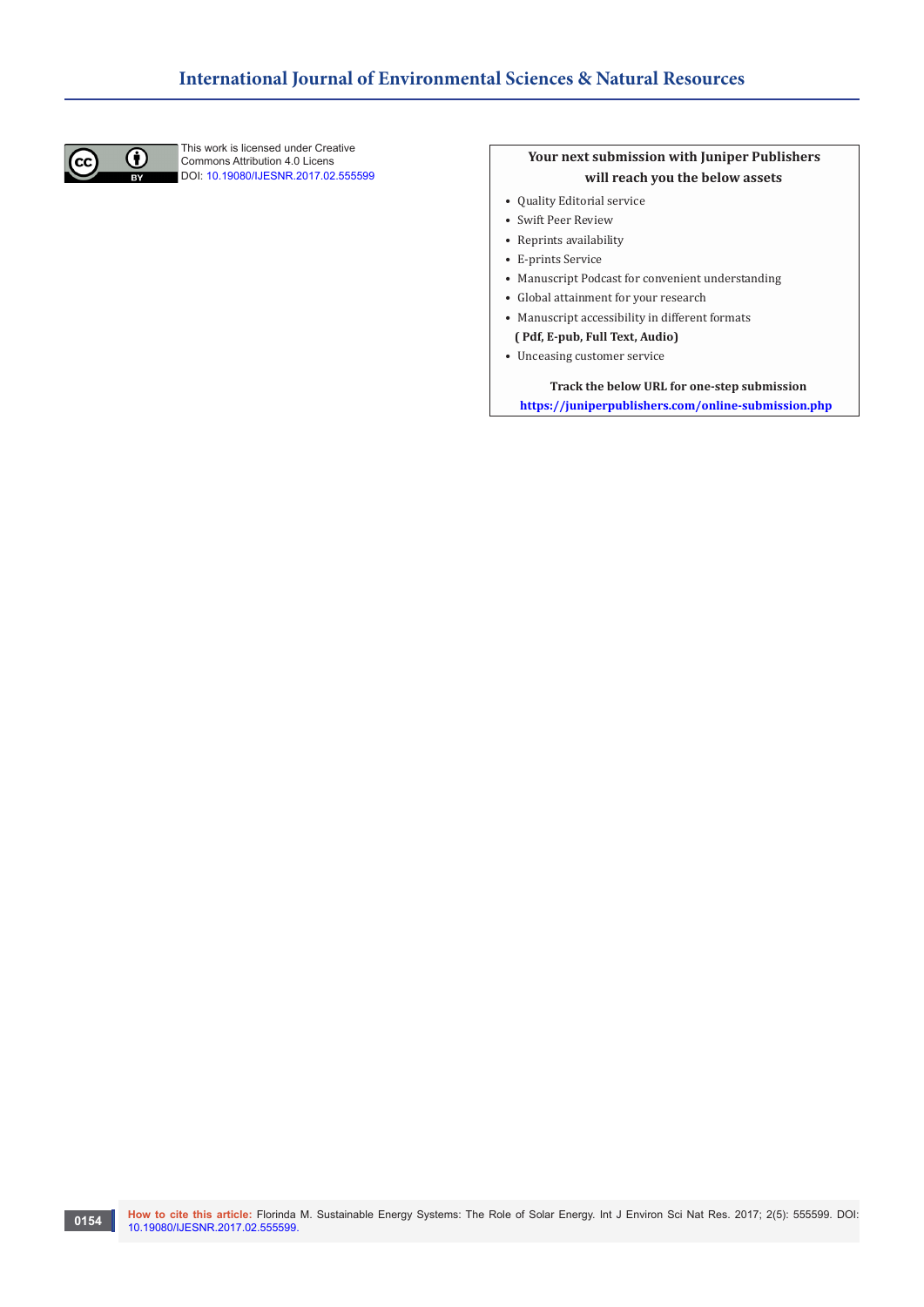This work is licensed under Creative Commons Attribution 4.0 Licens
DOI: 10.19080/IJESNR.2017.02.555599

**Your next submission with Juniper Publishers will reach you the below assets**

- Quality Editorial service
- Swift Peer Review
- Reprints availability
- E-prints Service
- Manuscript Podcast for convenient understanding
- Global attainment for your research
- Manuscript accessibility in different formats
  **( Pdf, E-pub, Full Text, Audio)**
- Unceasing customer service

**Track the below URL for one-step submission**
**https://juniperpublishers.com/online-submission.php**

**How to cite this article:** Florinda M. Sustainable Energy Systems: The Role of Solar Energy. Int J Environ Sci Nat Res. 2017; 2(5): 555599. DOI: 10.19080/IJESNR.2017.02.555599.